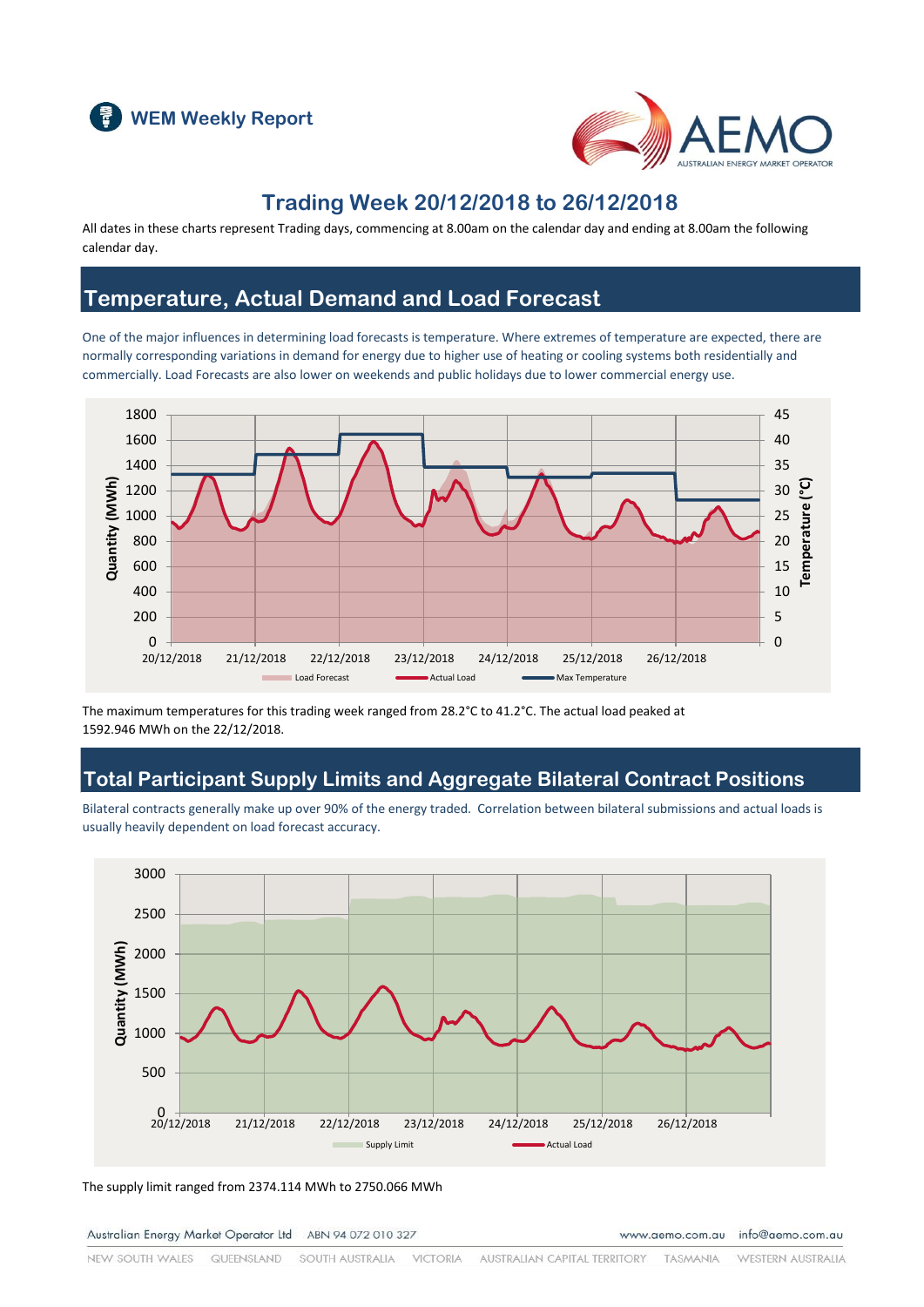# WEM Weekly Report

## Trading Week 20/12/2018 to 26/12/2018

All dates in these charts represent Trading days, commencing at 8.00am on the calendar day and ending at 8.00am the following calendar day.

## Temperature, Actual Demand and Load Forecast

One of the major influences in determining load forecasts is temperature. Where extremes of temperature are expected, there are normally corresponding variations in demand for energy due to higher use of heating or cooling systems both residentially and commercially. Load Forecasts are also lower on weekends and public holidays due to lower commercial energy use.

The maximum temperatures for this trading week ranged from 28.2°C to 41.2°C. The actual load peaked at 1592.946 MWh on the 22/12/2018.

## Total Participant Supply Limits and Aggregate Bilateral Contract Positions

Bilateral contracts generally make up over 90% of the energy traded. Correlation between bilateral submissions and actual loads is usually heavily dependent on load forecast accuracy.

The supply limit ranged from 2374.114 MWh to 2750.066 MWh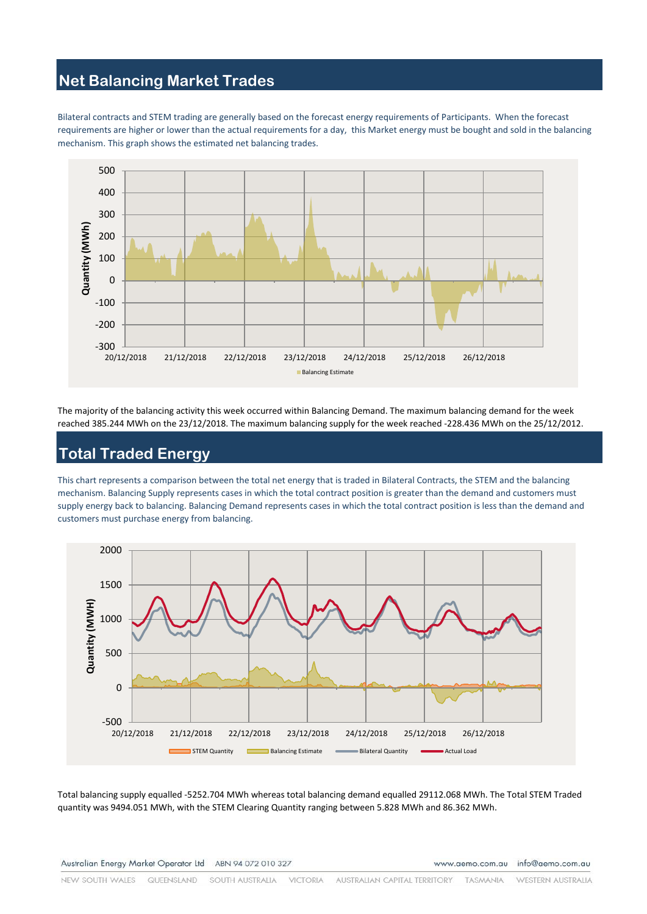## Net Balancing Market Trades

Bilateral contracts and STEM trading are generally based on the forecast energy requirements of Participants. When the forecast requirements are higher or lower than the actual requirements for a day, this Market energy must be bought and sold in the balancing mechanism. This graph shows the estimated net balancing trades.

The majority of the balancing activity this week occurred within Balancing Demand. The maximum balancing demand for the week reached 385.244 MWh on the 23/12/2018. The maximum balancing supply for the week reached -228.436 MWh on the 25/12/2012.

## Total Traded Energy

This chart represents a comparison between the total net energy that is traded in Bilateral Contracts, the STEM and the balancing mechanism. Balancing Supply represents cases in which the total contract position is greater than the demand and customers must supply energy back to balancing. Balancing Demand represents cases in which the total contract position is less than the demand and customers must purchase energy from balancing.

Total balancing supply equalled -5252.704 MWh whereas total balancing demand equalled 29112.068 MWh. The Total STEM Traded quantity was 9494.051 MWh, with the STEM Clearing Quantity ranging between 5.828 MWh and 86.362 MWh.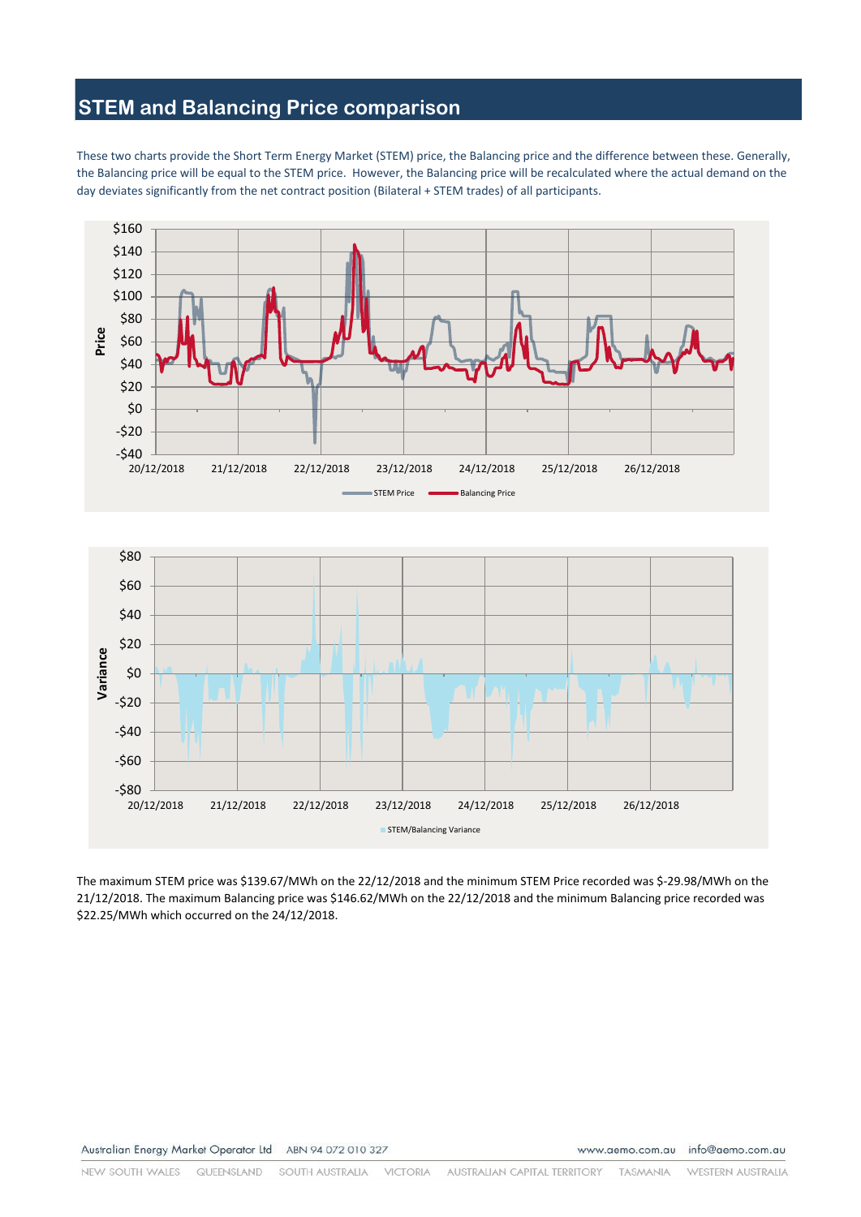## STEM and Balancing Price comparison

These two charts provide the Short Term Energy Market (STEM) price, the Balancing price and the difference between these. Generally, the Balancing price will be equal to the STEM price. However, the Balancing price will be recalculated where the actual demand on the day deviates significantly from the net contract position (Bilateral + STEM trades) of all participants.

Price

$160
$140
$120
$100
$80
$60
$40
$20
$0
-$20
-$40

20/12/2018 21/12/2018 22/12/2018 23/12/2018 24/12/2018 25/12/2018 26/12/2018

STEM Price
Balancing Price

Variance

$80
$60
$40
$20
$0
-$20
-$40
-$60
-$80

20/12/2018 21/12/2018 22/12/2018 23/12/2018 24/12/2018 25/12/2018 26/12/2018

STEM/Balancing Variance

The maximum STEM price was $139.67/MWh on the 22/12/2018 and the minimum STEM Price recorded was $-29.98/MWh on the 21/12/2018. The maximum Balancing price was $146.62/MWh on the 22/12/2018 and the minimum Balancing price recorded was $22.25/MWh which occurred on the 24/12/2018.